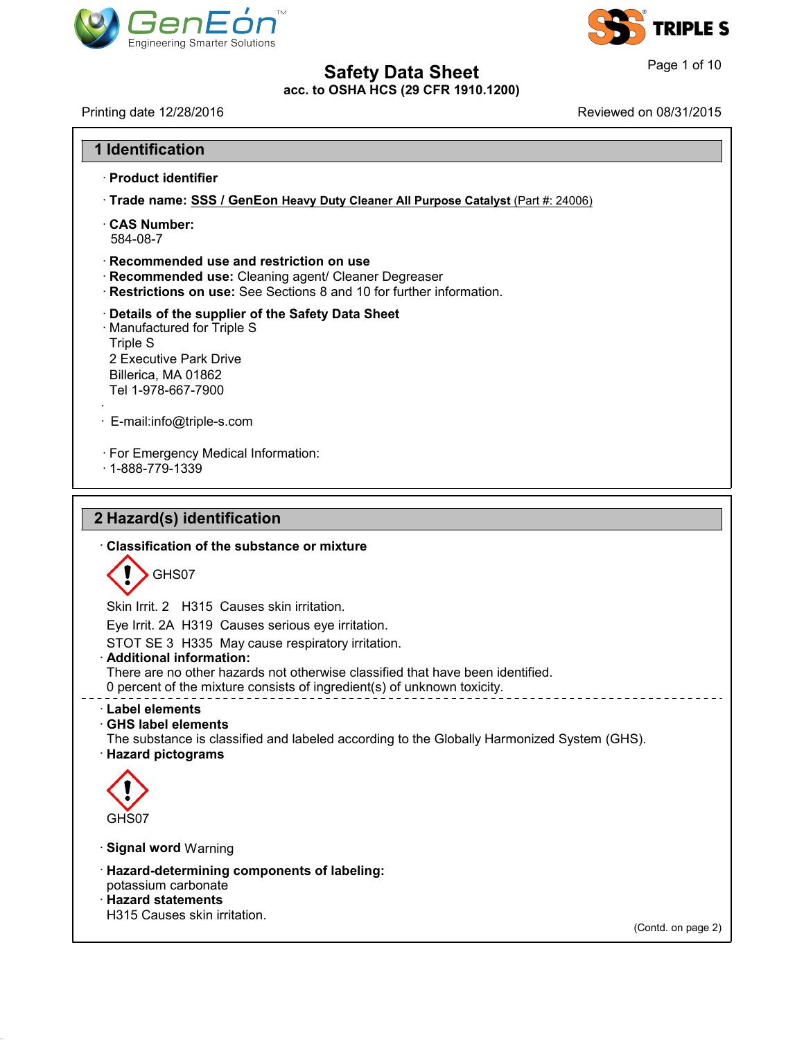# Safety Data Sheet
**acc. to OSHA HCS (29 CFR 1910.1200)**

Printing date 12/28/2016 Reviewed on 08/31/2015

## 1 Identification

· **Product identifier**

· **Trade name:** **SSS / GenEon Heavy Duty Cleaner All Purpose Catalyst** (Part #: 24006)

· **CAS Number:**
584-08-7

· **Recommended use and restriction on use**
· **Recommended use:** Cleaning agent/ Cleaner Degreaser
· **Restrictions on use:** See Sections 8 and 10 for further information.

· **Details of the supplier of the Safety Data Sheet**
· Manufactured for Triple S
Triple S
2 Executive Park Drive
Billerica, MA 01862
Tel 1-978-667-7900
·
· E-mail:info@triple-s.com

· For Emergency Medical Information:
· 1-888-779-1339

## 2 Hazard(s) identification

· **Classification of the substance or mixture**

GHS07

Skin Irrit. 2 H315 Causes skin irritation.

Eye Irrit. 2A H319 Causes serious eye irritation.

STOT SE 3 H335 May cause respiratory irritation.

· **Additional information:**
There are no other hazards not otherwise classified that have been identified.
0 percent of the mixture consists of ingredient(s) of unknown toxicity.

· **Label elements**
· **GHS label elements**
The substance is classified and labeled according to the Globally Harmonized System (GHS).
· **Hazard pictograms**

GHS07

· **Signal word** Warning

· **Hazard-determining components of labeling:**
potassium carbonate
· **Hazard statements**
H315 Causes skin irritation.

(Contd. on page 2)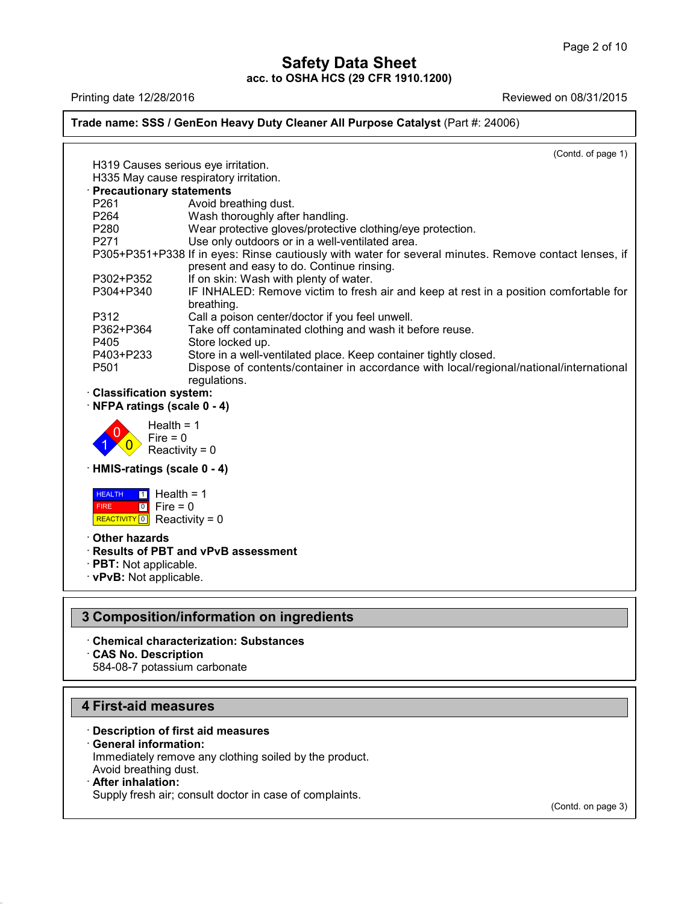**Trade name: SSS / GenEon Heavy Duty Cleaner All Purpose Catalyst** (Part #: 24006)

(Contd. of page 1)

H319 Causes serious eye irritation.
H335 May cause respiratory irritation.

· **Precautionary statements**

| | |
|---|---|
| P261 | Avoid breathing dust. |
| P264 | Wash thoroughly after handling. |
| P280 | Wear protective gloves/protective clothing/eye protection. |
| P271 | Use only outdoors or in a well-ventilated area. |
| P305+P351+P338 | If in eyes: Rinse cautiously with water for several minutes. Remove contact lenses, if present and easy to do. Continue rinsing. |
| P302+P352 | If on skin: Wash with plenty of water. |
| P304+P340 | IF INHALED: Remove victim to fresh air and keep at rest in a position comfortable for breathing. |
| P312 | Call a poison center/doctor if you feel unwell. |
| P362+P364 | Take off contaminated clothing and wash it before reuse. |
| P405 | Store locked up. |
| P403+P233 | Store in a well-ventilated place. Keep container tightly closed. |
| P501 | Dispose of contents/container in accordance with local/regional/national/international regulations. |

· **Classification system:**

· **NFPA ratings (scale 0 - 4)**

Health = 1
Fire = 0
Reactivity = 0

· **HMIS-ratings (scale 0 - 4)**

| | | |
|---|---|---|
| HEALTH | 1 | Health = 1 |
| FIRE | 0 | Fire = 0 |
| REACTIVITY | 0 | Reactivity = 0 |

· **Other hazards**

· **Results of PBT and vPvB assessment**

· **PBT:** Not applicable.

· **vPvB:** Not applicable.

## 3 Composition/information on ingredients

· **Chemical characterization: Substances**

· **CAS No. Description**

584-08-7 potassium carbonate

## 4 First-aid measures

· **Description of first aid measures**

· **General information:**

Immediately remove any clothing soiled by the product.
Avoid breathing dust.

· **After inhalation:**

Supply fresh air; consult doctor in case of complaints.

(Contd. on page 3)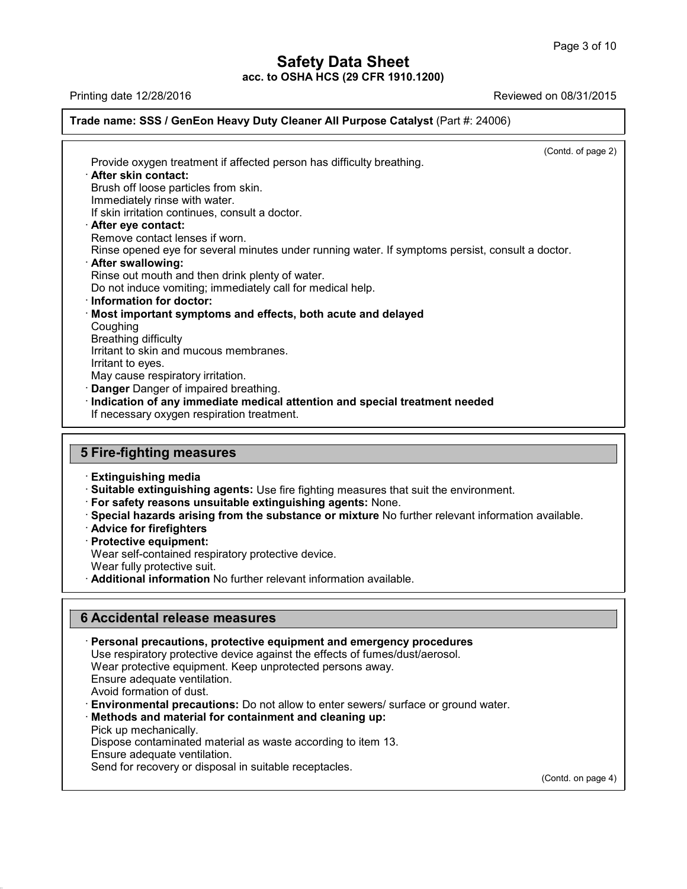(Contd. of page 2)

Provide oxygen treatment if affected person has difficulty breathing.

· **After skin contact:**
Brush off loose particles from skin.
Immediately rinse with water.
If skin irritation continues, consult a doctor.

· **After eye contact:**
Remove contact lenses if worn.
Rinse opened eye for several minutes under running water. If symptoms persist, consult a doctor.

· **After swallowing:**
Rinse out mouth and then drink plenty of water.
Do not induce vomiting; immediately call for medical help.

· **Information for doctor:**

· **Most important symptoms and effects, both acute and delayed**
Coughing
Breathing difficulty
Irritant to skin and mucous membranes.
Irritant to eyes.
May cause respiratory irritation.

· **Danger** Danger of impaired breathing.

· **Indication of any immediate medical attention and special treatment needed**
If necessary oxygen respiration treatment.

## 5 Fire-fighting measures

· **Extinguishing media**

· **Suitable extinguishing agents:** Use fire fighting measures that suit the environment.

· **For safety reasons unsuitable extinguishing agents:** None.

· **Special hazards arising from the substance or mixture** No further relevant information available.

· **Advice for firefighters**

· **Protective equipment:**
Wear self-contained respiratory protective device.
Wear fully protective suit.

· **Additional information** No further relevant information available.

## 6 Accidental release measures

· **Personal precautions, protective equipment and emergency procedures**
Use respiratory protective device against the effects of fumes/dust/aerosol.
Wear protective equipment. Keep unprotected persons away.
Ensure adequate ventilation.
Avoid formation of dust.

· **Environmental precautions:** Do not allow to enter sewers/ surface or ground water.

· **Methods and material for containment and cleaning up:**
Pick up mechanically.
Dispose contaminated material as waste according to item 13.
Ensure adequate ventilation.
Send for recovery or disposal in suitable receptacles.

(Contd. on page 4)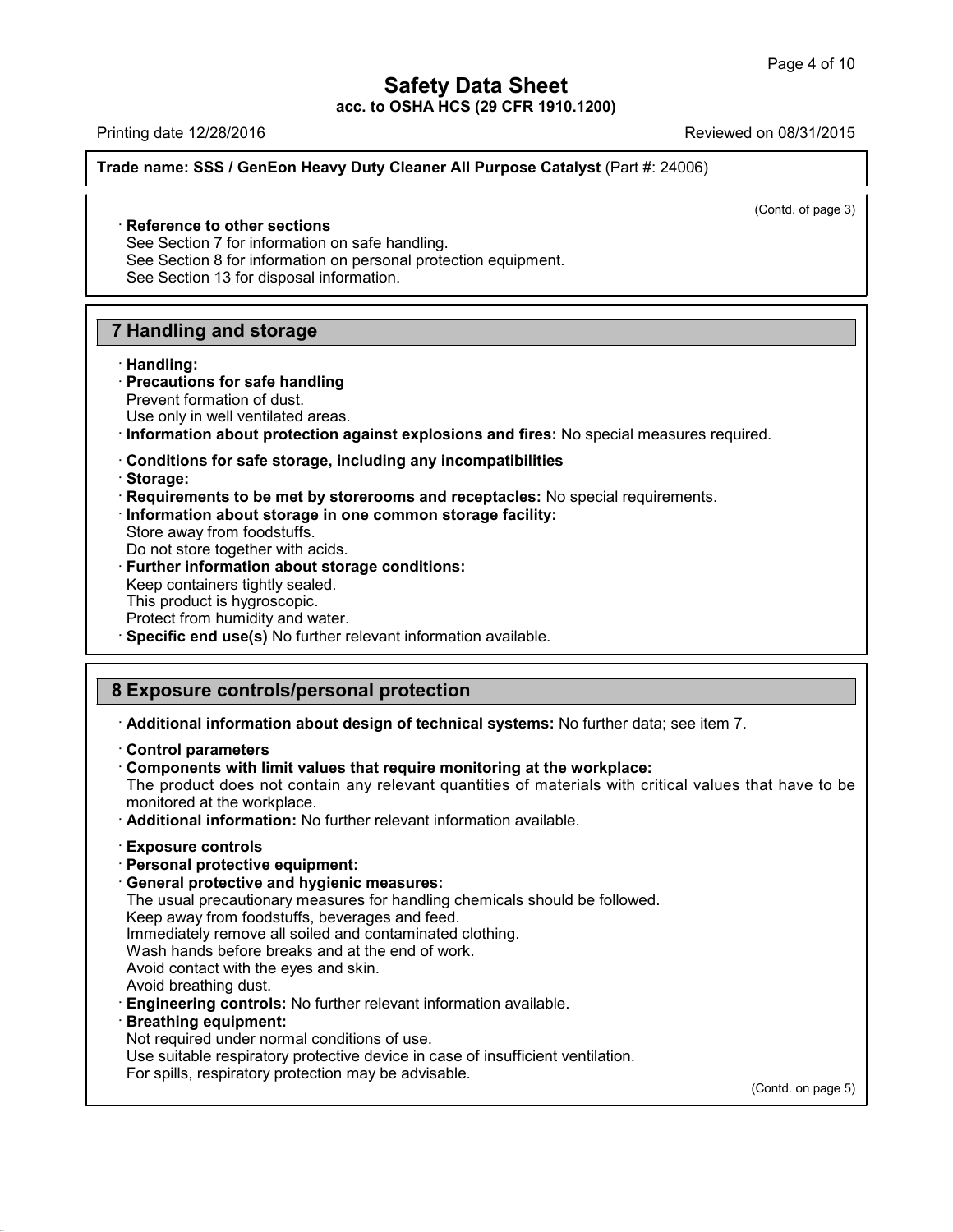(Contd. of page 3)

· **Reference to other sections**
See Section 7 for information on safe handling.
See Section 8 for information on personal protection equipment.
See Section 13 for disposal information.

## 7 Handling and storage

· **Handling:**
· **Precautions for safe handling**
Prevent formation of dust.
Use only in well ventilated areas.
· **Information about protection against explosions and fires:** No special measures required.

· **Conditions for safe storage, including any incompatibilities**
· **Storage:**
· **Requirements to be met by storerooms and receptacles:** No special requirements.
· **Information about storage in one common storage facility:**
Store away from foodstuffs.
Do not store together with acids.
· **Further information about storage conditions:**
Keep containers tightly sealed.
This product is hygroscopic.
Protect from humidity and water.
· **Specific end use(s)** No further relevant information available.

## 8 Exposure controls/personal protection

· **Additional information about design of technical systems:** No further data; see item 7.

· **Control parameters**
· **Components with limit values that require monitoring at the workplace:**
The product does not contain any relevant quantities of materials with critical values that have to be monitored at the workplace.
· **Additional information:** No further relevant information available.

· **Exposure controls**
· **Personal protective equipment:**
· **General protective and hygienic measures:**
The usual precautionary measures for handling chemicals should be followed.
Keep away from foodstuffs, beverages and feed.
Immediately remove all soiled and contaminated clothing.
Wash hands before breaks and at the end of work.
Avoid contact with the eyes and skin.
Avoid breathing dust.
· **Engineering controls:** No further relevant information available.
· **Breathing equipment:**
Not required under normal conditions of use.
Use suitable respiratory protective device in case of insufficient ventilation.
For spills, respiratory protection may be advisable.

(Contd. on page 5)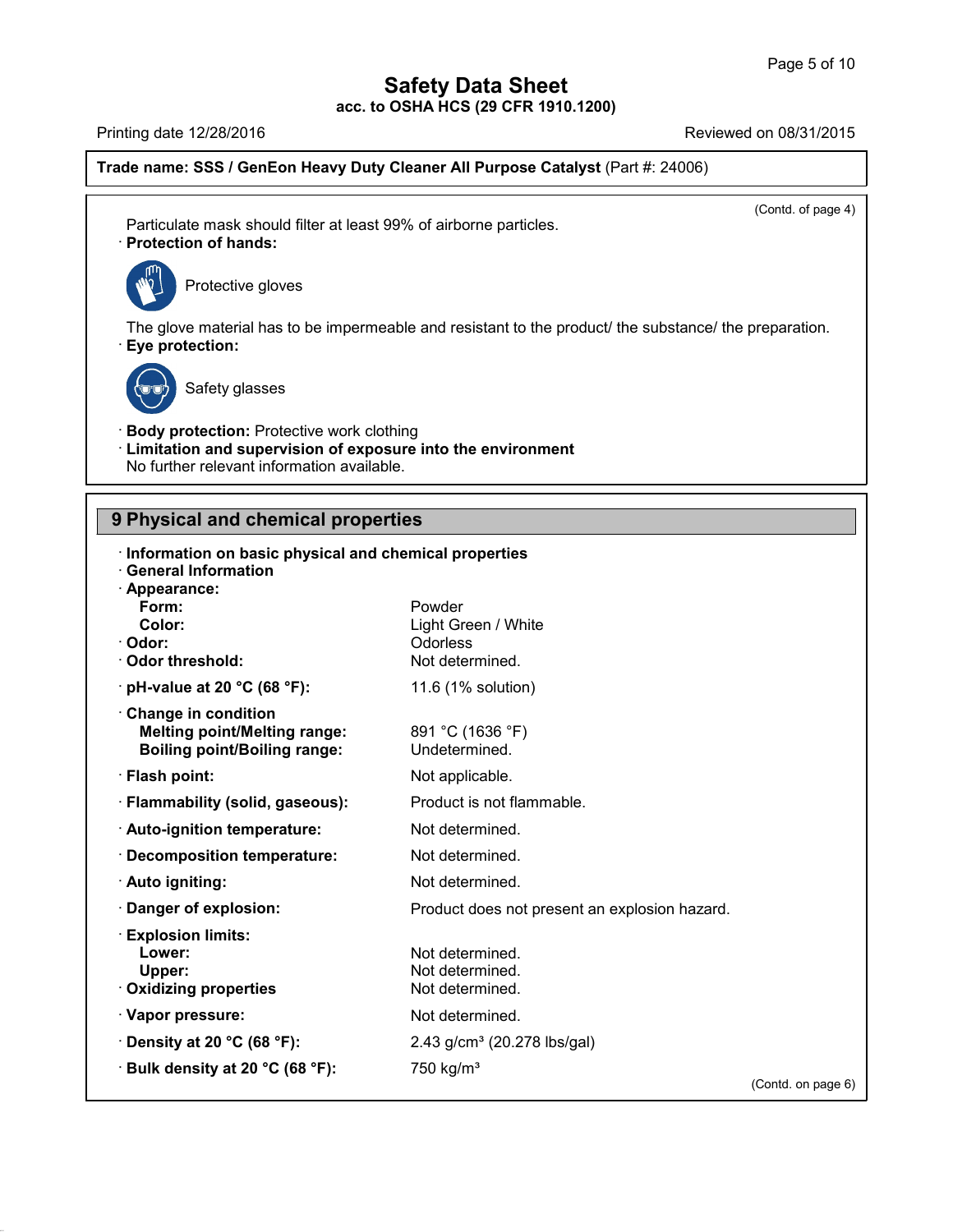**Trade name: SSS / GenEon Heavy Duty Cleaner All Purpose Catalyst** (Part #: 24006)

(Contd. of page 4)

Particulate mask should filter at least 99% of airborne particles.

· **Protection of hands:**

Protective gloves

The glove material has to be impermeable and resistant to the product/ the substance/ the preparation.

· **Eye protection:**

Safety glasses

· **Body protection:** Protective work clothing

· **Limitation and supervision of exposure into the environment**
No further relevant information available.

## 9 Physical and chemical properties

· **Information on basic physical and chemical properties**
· **General Information**

| | |
|---|---|
| · **Appearance:** | |
| **Form:** | Powder |
| **Color:** | Light Green / White |
| · **Odor:** | Odorless |
| · **Odor threshold:** | Not determined. |
| · **pH-value at 20 °C (68 °F):** | 11.6 (1% solution) |
| · **Change in condition** | |
| **Melting point/Melting range:** | 891 °C (1636 °F) |
| **Boiling point/Boiling range:** | Undetermined. |
| · **Flash point:** | Not applicable. |
| · **Flammability (solid, gaseous):** | Product is not flammable. |
| · **Auto-ignition temperature:** | Not determined. |
| · **Decomposition temperature:** | Not determined. |
| · **Auto igniting:** | Not determined. |
| · **Danger of explosion:** | Product does not present an explosion hazard. |
| · **Explosion limits:** | |
| **Lower:** | Not determined. |
| **Upper:** | Not determined. |
| · **Oxidizing properties** | Not determined. |
| · **Vapor pressure:** | Not determined. |
| · **Density at 20 °C (68 °F):** | 2.43 g/cm³ (20.278 lbs/gal) |
| · **Bulk density at 20 °C (68 °F):** | 750 kg/m³ |

(Contd. on page 6)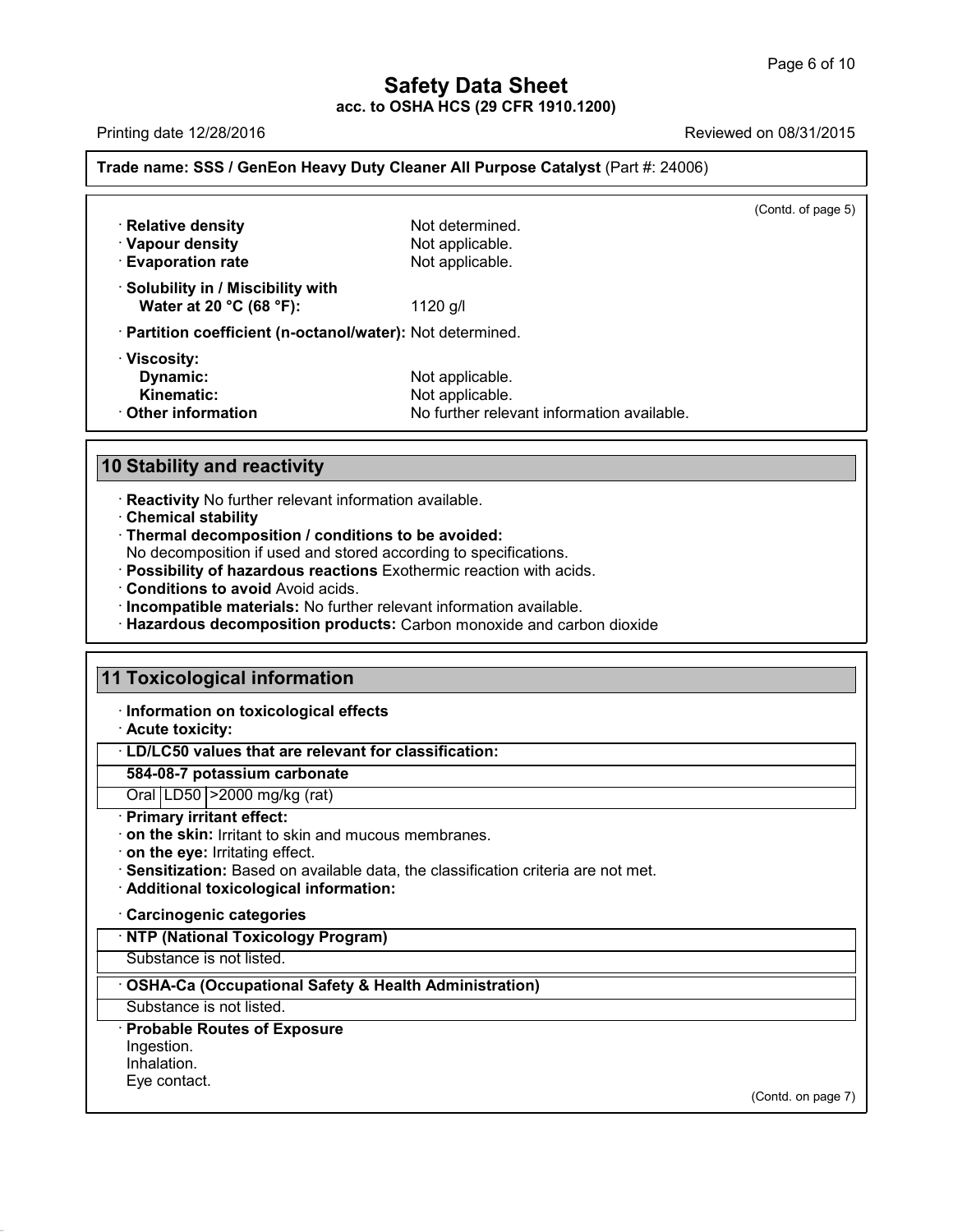Safety Data Sheet
acc. to OSHA HCS (29 CFR 1910.1200)

Printing date 12/28/2016 Reviewed on 08/31/2015

**Trade name: SSS / GenEon Heavy Duty Cleaner All Purpose Catalyst** (Part #: 24006)

(Contd. of page 5)

· **Relative density** Not determined.
· **Vapour density** Not applicable.
· **Evaporation rate** Not applicable.

· **Solubility in / Miscibility with**
**Water at 20 °C (68 °F):** 1120 g/l

· **Partition coefficient (n-octanol/water):** Not determined.

· **Viscosity:**
**Dynamic:** Not applicable.
**Kinematic:** Not applicable.
· **Other information** No further relevant information available.

## 10 Stability and reactivity

· **Reactivity** No further relevant information available.
· **Chemical stability**
· **Thermal decomposition / conditions to be avoided:**
No decomposition if used and stored according to specifications.
· **Possibility of hazardous reactions** Exothermic reaction with acids.
· **Conditions to avoid** Avoid acids.
· **Incompatible materials:** No further relevant information available.
· **Hazardous decomposition products:** Carbon monoxide and carbon dioxide

## 11 Toxicological information

· **Information on toxicological effects**
· **Acute toxicity:**

| · LD/LC50 values that are relevant for classification: | | |
|---|---|---|
| **584-08-7 potassium carbonate** | | |
| Oral | LD50 | >2000 mg/kg (rat) |

· **Primary irritant effect:**
· **on the skin:** Irritant to skin and mucous membranes.
· **on the eye:** Irritating effect.
· **Sensitization:** Based on available data, the classification criteria are not met.
· **Additional toxicological information:**

· **Carcinogenic categories**

| · NTP (National Toxicology Program) |
|---|
| Substance is not listed. |

| · OSHA-Ca (Occupational Safety & Health Administration) |
|---|
| Substance is not listed. |

· **Probable Routes of Exposure**
Ingestion.
Inhalation.
Eye contact.

(Contd. on page 7)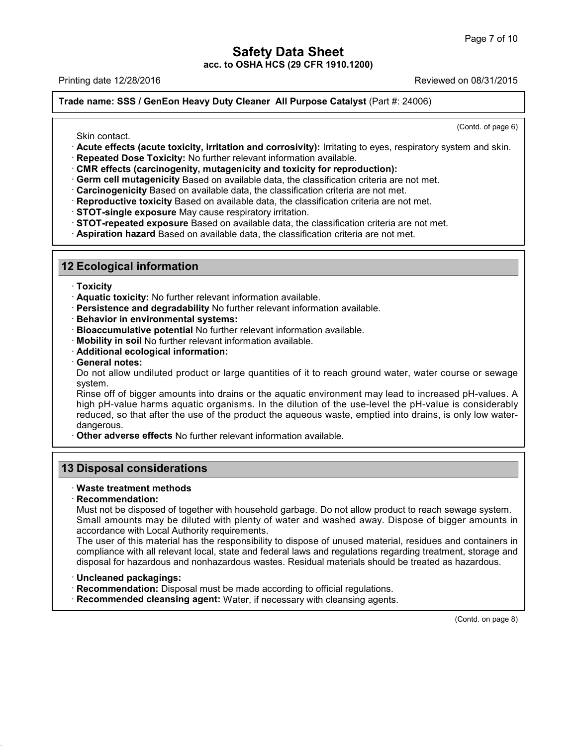(Contd. of page 6)

Skin contact.

· **Acute effects (acute toxicity, irritation and corrosivity):** Irritating to eyes, respiratory system and skin.
· **Repeated Dose Toxicity:** No further relevant information available.
· **CMR effects (carcinogenity, mutagenicity and toxicity for reproduction):**
· **Germ cell mutagenicity** Based on available data, the classification criteria are not met.
· **Carcinogenicity** Based on available data, the classification criteria are not met.
· **Reproductive toxicity** Based on available data, the classification criteria are not met.
· **STOT-single exposure** May cause respiratory irritation.
· **STOT-repeated exposure** Based on available data, the classification criteria are not met.
· **Aspiration hazard** Based on available data, the classification criteria are not met.

## 12 Ecological information

· **Toxicity**
· **Aquatic toxicity:** No further relevant information available.
· **Persistence and degradability** No further relevant information available.
· **Behavior in environmental systems:**
· **Bioaccumulative potential** No further relevant information available.
· **Mobility in soil** No further relevant information available.
· **Additional ecological information:**
· **General notes:**

Do not allow undiluted product or large quantities of it to reach ground water, water course or sewage system.

Rinse off of bigger amounts into drains or the aquatic environment may lead to increased pH-values. A high pH-value harms aquatic organisms. In the dilution of the use-level the pH-value is considerably reduced, so that after the use of the product the aqueous waste, emptied into drains, is only low water-dangerous.

· **Other adverse effects** No further relevant information available.

## 13 Disposal considerations

· **Waste treatment methods**
· **Recommendation:**

Must not be disposed of together with household garbage. Do not allow product to reach sewage system. Small amounts may be diluted with plenty of water and washed away. Dispose of bigger amounts in accordance with Local Authority requirements.

The user of this material has the responsibility to dispose of unused material, residues and containers in compliance with all relevant local, state and federal laws and regulations regarding treatment, storage and disposal for hazardous and nonhazardous wastes. Residual materials should be treated as hazardous.

· **Uncleaned packagings:**
· **Recommendation:** Disposal must be made according to official regulations.
· **Recommended cleansing agent:** Water, if necessary with cleansing agents.

(Contd. on page 8)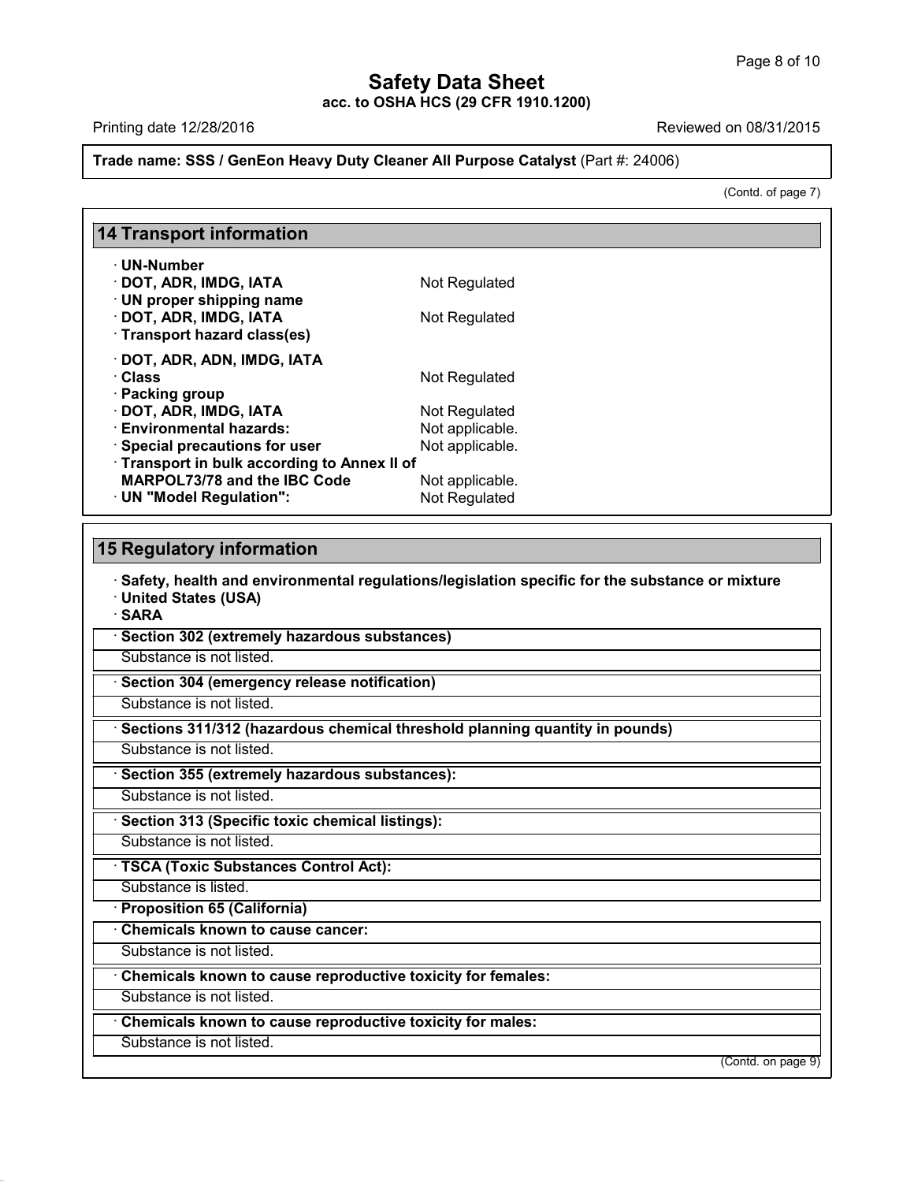**Trade name: SSS / GenEon Heavy Duty Cleaner All Purpose Catalyst** (Part #: 24006)

(Contd. of page 7)

## 14 Transport information

- **UN-Number**
- **DOT, ADR, IMDG, IATA** Not Regulated
- **UN proper shipping name**
- **DOT, ADR, IMDG, IATA** Not Regulated
- **Transport hazard class(es)**
- **DOT, ADR, ADN, IMDG, IATA**
- **Class** Not Regulated
- **Packing group**
- **DOT, ADR, IMDG, IATA** Not Regulated
- **Environmental hazards:** Not applicable.
- **Special precautions for user** Not applicable.
- **Transport in bulk according to Annex II of MARPOL73/78 and the IBC Code** Not applicable.
- **UN "Model Regulation":** Not Regulated

## 15 Regulatory information

- **Safety, health and environmental regulations/legislation specific for the substance or mixture**
- **United States (USA)**
- **SARA**

**Section 302 (extremely hazardous substances)**

Substance is not listed.

**Section 304 (emergency release notification)**

Substance is not listed.

**Sections 311/312 (hazardous chemical threshold planning quantity in pounds)**

Substance is not listed.

**Section 355 (extremely hazardous substances):**

Substance is not listed.

**Section 313 (Specific toxic chemical listings):**

Substance is not listed.

**TSCA (Toxic Substances Control Act):**

Substance is listed.

- **Proposition 65 (California)**

**Chemicals known to cause cancer:**

Substance is not listed.

**Chemicals known to cause reproductive toxicity for females:**

Substance is not listed.

**Chemicals known to cause reproductive toxicity for males:**

Substance is not listed.

(Contd. on page 9)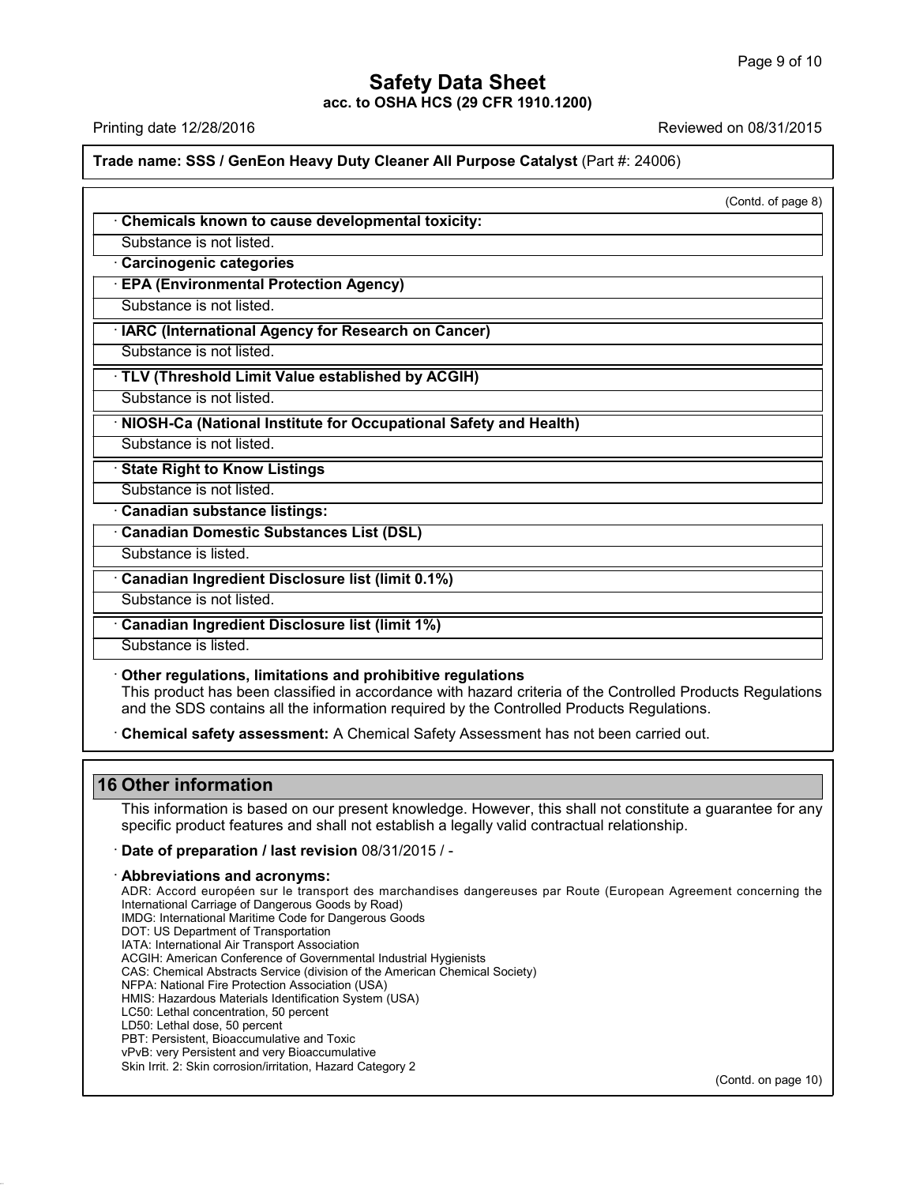(Contd. of page 8)

**· Chemicals known to cause developmental toxicity:**

Substance is not listed.

**· Carcinogenic categories**

**· EPA (Environmental Protection Agency)**

Substance is not listed.

**· IARC (International Agency for Research on Cancer)**

Substance is not listed.

**· TLV (Threshold Limit Value established by ACGIH)**

Substance is not listed.

**· NIOSH-Ca (National Institute for Occupational Safety and Health)**

Substance is not listed.

**· State Right to Know Listings**

Substance is not listed.

**· Canadian substance listings:**

**· Canadian Domestic Substances List (DSL)**

Substance is listed.

**· Canadian Ingredient Disclosure list (limit 0.1%)**

Substance is not listed.

**· Canadian Ingredient Disclosure list (limit 1%)**

Substance is listed.

**· Other regulations, limitations and prohibitive regulations**

This product has been classified in accordance with hazard criteria of the Controlled Products Regulations and the SDS contains all the information required by the Controlled Products Regulations.

**· Chemical safety assessment:** A Chemical Safety Assessment has not been carried out.

## 16 Other information

This information is based on our present knowledge. However, this shall not constitute a guarantee for any specific product features and shall not establish a legally valid contractual relationship.

**· Date of preparation / last revision** 08/31/2015 / -

**· Abbreviations and acronyms:**

ADR: Accord européen sur le transport des marchandises dangereuses par Route (European Agreement concerning the International Carriage of Dangerous Goods by Road)
IMDG: International Maritime Code for Dangerous Goods
DOT: US Department of Transportation
IATA: International Air Transport Association
ACGIH: American Conference of Governmental Industrial Hygienists
CAS: Chemical Abstracts Service (division of the American Chemical Society)
NFPA: National Fire Protection Association (USA)
HMIS: Hazardous Materials Identification System (USA)
LC50: Lethal concentration, 50 percent
LD50: Lethal dose, 50 percent
PBT: Persistent, Bioaccumulative and Toxic
vPvB: very Persistent and very Bioaccumulative
Skin Irrit. 2: Skin corrosion/irritation, Hazard Category 2

(Contd. on page 10)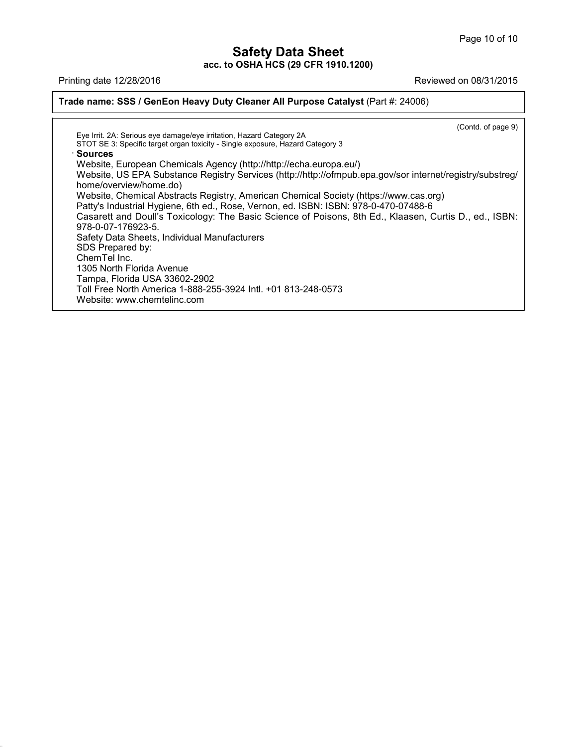(Contd. of page 9)

Eye Irrit. 2A: Serious eye damage/eye irritation, Hazard Category 2A
STOT SE 3: Specific target organ toxicity - Single exposure, Hazard Category 3

· **Sources**

Website, European Chemicals Agency (http://http://echa.europa.eu/)
Website, US EPA Substance Registry Services (http://http://ofmpub.epa.gov/sor internet/registry/substreg/home/overview/home.do)
Website, Chemical Abstracts Registry, American Chemical Society (https://www.cas.org)
Patty's Industrial Hygiene, 6th ed., Rose, Vernon, ed. ISBN: ISBN: 978-0-470-07488-6
Casarett and Doull's Toxicology: The Basic Science of Poisons, 8th Ed., Klaasen, Curtis D., ed., ISBN: 978-0-07-176923-5.
Safety Data Sheets, Individual Manufacturers
SDS Prepared by:
ChemTel Inc.
1305 North Florida Avenue
Tampa, Florida USA 33602-2902
Toll Free North America 1-888-255-3924 Intl. +01 813-248-0573
Website: www.chemtelinc.com